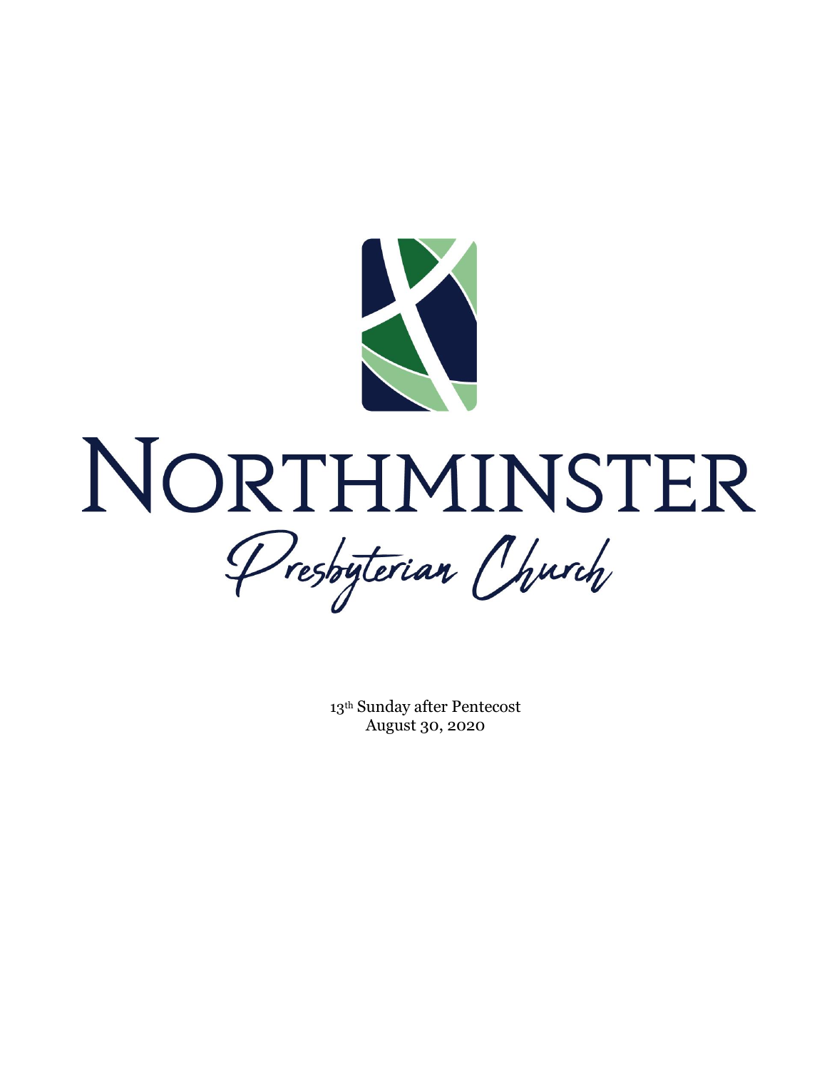# NORTHMINSTER

## Presbyterian Church

13th Sunday after Pentecost
August 30, 2020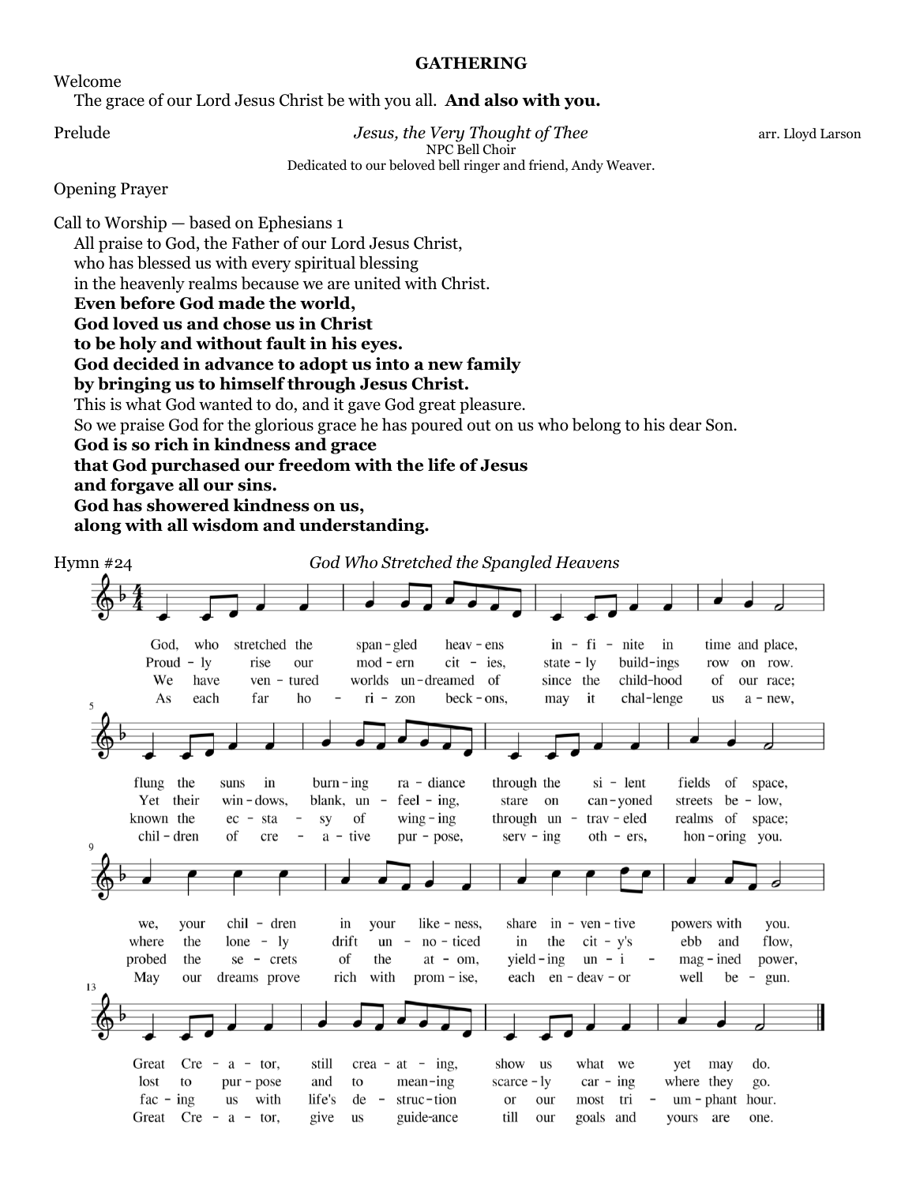## GATHERING

Welcome

The grace of our Lord Jesus Christ be with you all. **And also with you.**

Prelude — *Jesus, the Very Thought of Thee* — arr. Lloyd Larson
NPC Bell Choir
Dedicated to our beloved bell ringer and friend, Andy Weaver.

Opening Prayer

Call to Worship — based on Ephesians 1

All praise to God, the Father of our Lord Jesus Christ,
who has blessed us with every spiritual blessing
in the heavenly realms because we are united with Christ.
**Even before God made the world,**
**God loved us and chose us in Christ**
**to be holy and without fault in his eyes.**
**God decided in advance to adopt us into a new family**
**by bringing us to himself through Jesus Christ.**
This is what God wanted to do, and it gave God great pleasure.
So we praise God for the glorious grace he has poured out on us who belong to his dear Son.
**God is so rich in kindness and grace**
**that God purchased our freedom with the life of Jesus**
**and forgave all our sins.**
**God has showered kindness on us,**
**along with all wisdom and understanding.**

Hymn #24 — *God Who Stretched the Spangled Heavens*

1. God, who stretched the spangled heavens infinite in time and place,
flung the suns in burning radiance through the silent fields of space,
we, your children in your likeness, share inventive powers with you.
Great Creator, still creating, show us what we yet may do.

2. Proudly rise our modern cities, stately buildings row on row.
Yet their windows, blank, unfeeling, stare on canyoned streets below,
where the lonely drift unnoticed in the city's ebb and flow,
lost to purpose and to meaning, scarcely caring where they go.

3. We have ventured worlds undreamed of since the childhood of our race;
known the ecstasy of winging through untraveled realms of space;
probed the secrets of the atom, yielding unimagined power,
facing us with life's destruction or our most triumphant hour.

4. As each far horizon beckons, may it challenge us anew,
children of creative purpose, serving others, honoring you.
May our dreams prove rich with promise, each endeavor well begun.
Great Creator, give us guidance till our goals and yours are one.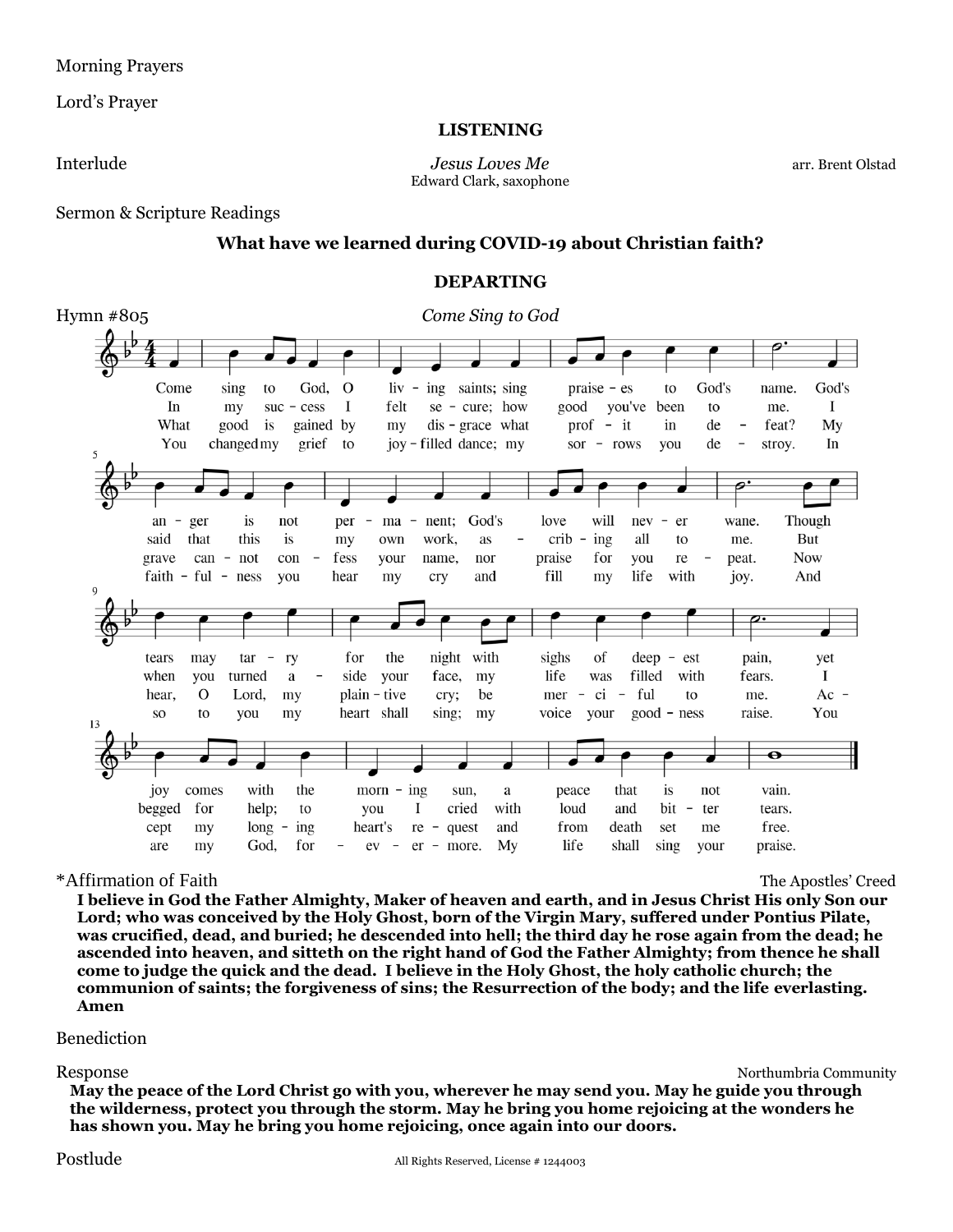Morning Prayers

Lord's Prayer

## LISTENING

Interlude — *Jesus Loves Me* — arr. Brent Olstad
Edward Clark, saxophone

Sermon & Scripture Readings

**What have we learned during COVID-19 about Christian faith?**

## DEPARTING

Hymn #805 — *Come Sing to God*

Come sing to God, O living saints; sing praises to God's name. God's anger is not permanent; God's love will never wane. Though tears may tarry for the night with sighs of deepest pain, yet joy comes with the morning sun, a peace that is not vain.

In my success I felt secure; how good you've been to me. I said that this is my own work, ascribing all to me. But when you turned aside your face, my life was filled with fears. I begged for help; to you I cried with loud and bitter tears.

What good is gained by my disgrace what profit in defeat? My grave cannot confess your name, nor praise for you repeat. Now hear, O Lord, my plaintive cry; be merciful to me. Accept my longing heart's request and from death set me free.

You changed my grief to joy-filled dance; my sorrows you destroy. In faithfulness you hear my cry and fill my life with joy. And so to you my heart shall sing; my voice your goodness raise. You are my God, forevermore. My life shall sing your praise.

*Affirmation of Faith — The Apostles' Creed

**I believe in God the Father Almighty, Maker of heaven and earth, and in Jesus Christ His only Son our Lord; who was conceived by the Holy Ghost, born of the Virgin Mary, suffered under Pontius Pilate, was crucified, dead, and buried; he descended into hell; the third day he rose again from the dead; he ascended into heaven, and sitteth on the right hand of God the Father Almighty; from thence he shall come to judge the quick and the dead. I believe in the Holy Ghost, the holy catholic church; the communion of saints; the forgiveness of sins; the Resurrection of the body; and the life everlasting. Amen**

Benediction

Response — Northumbria Community

**May the peace of the Lord Christ go with you, wherever he may send you. May he guide you through the wilderness, protect you through the storm. May he bring you home rejoicing at the wonders he has shown you. May he bring you home rejoicing, once again into our doors.**

Postlude

All Rights Reserved, License # 1244003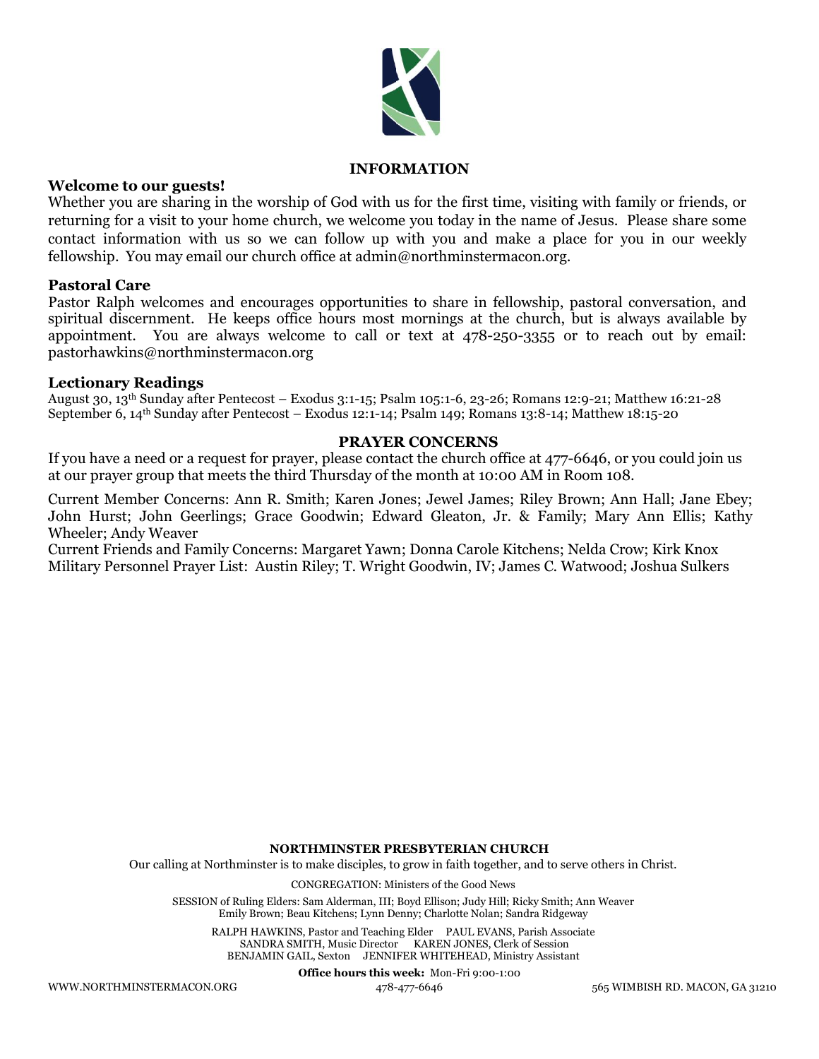## INFORMATION

**Welcome to our guests!**

Whether you are sharing in the worship of God with us for the first time, visiting with family or friends, or returning for a visit to your home church, we welcome you today in the name of Jesus. Please share some contact information with us so we can follow up with you and make a place for you in our weekly fellowship. You may email our church office at admin@northminstermacon.org.

**Pastoral Care**

Pastor Ralph welcomes and encourages opportunities to share in fellowship, pastoral conversation, and spiritual discernment. He keeps office hours most mornings at the church, but is always available by appointment. You are always welcome to call or text at 478-250-3355 or to reach out by email: pastorhawkins@northminstermacon.org

**Lectionary Readings**

August 30, 13th Sunday after Pentecost – Exodus 3:1-15; Psalm 105:1-6, 23-26; Romans 12:9-21; Matthew 16:21-28
September 6, 14th Sunday after Pentecost – Exodus 12:1-14; Psalm 149; Romans 13:8-14; Matthew 18:15-20

## PRAYER CONCERNS

If you have a need or a request for prayer, please contact the church office at 477-6646, or you could join us at our prayer group that meets the third Thursday of the month at 10:00 AM in Room 108.

Current Member Concerns: Ann R. Smith; Karen Jones; Jewel James; Riley Brown; Ann Hall; Jane Ebey; John Hurst; John Geerlings; Grace Goodwin; Edward Gleaton, Jr. & Family; Mary Ann Ellis; Kathy Wheeler; Andy Weaver
Current Friends and Family Concerns: Margaret Yawn; Donna Carole Kitchens; Nelda Crow; Kirk Knox
Military Personnel Prayer List: Austin Riley; T. Wright Goodwin, IV; James C. Watwood; Joshua Sulkers

**NORTHMINSTER PRESBYTERIAN CHURCH**

Our calling at Northminster is to make disciples, to grow in faith together, and to serve others in Christ.

CONGREGATION: Ministers of the Good News

SESSION of Ruling Elders: Sam Alderman, III; Boyd Ellison; Judy Hill; Ricky Smith; Ann Weaver
Emily Brown; Beau Kitchens; Lynn Denny; Charlotte Nolan; Sandra Ridgeway

RALPH HAWKINS, Pastor and Teaching Elder PAUL EVANS, Parish Associate
SANDRA SMITH, Music Director KAREN JONES, Clerk of Session
BENJAMIN GAIL, Sexton JENNIFER WHITEHEAD, Ministry Assistant

**Office hours this week:** Mon-Fri 9:00-1:00

WWW.NORTHMINSTERMACON.ORG 478-477-6646 565 WIMBISH RD. MACON, GA 31210